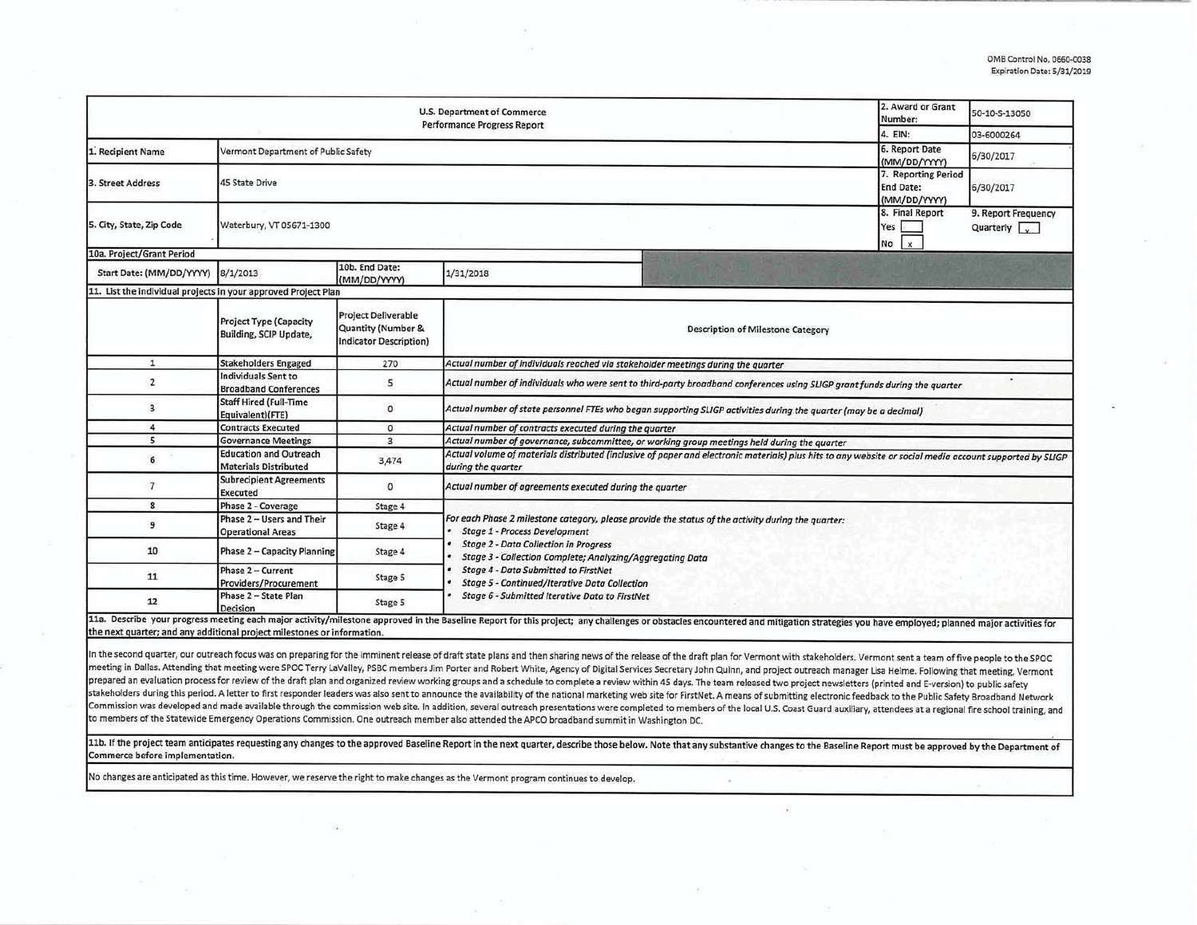OMB Control No. 0660-0038
Expiration Date: 5/31/2019

| U.S. Department of Commerce Performance Progress Report | | 2. Award or Grant Number: | 50-10-S-13050 |
|---|---|---|---|
| | | 4. EIN: | 03-6000264 |
| 1. Recipient Name | Vermont Department of Public Safety | 6. Report Date (MM/DD/YYYY) | 6/30/2017 |
| 3. Street Address | 45 State Drive | 7. Reporting Period End Date: (MM/DD/YYYY) | 6/30/2017 |
| 5. City, State, Zip Code | Waterbury, VT 05671-1300 | 8. Final Report Yes [ ] No [x] | 9. Report Frequency Quarterly [x] |

**10a. Project/Grant Period**

| Start Date: (MM/DD/YYYY) | 8/1/2013 | 10b. End Date: (MM/DD/YYYY) | 1/31/2018 |
|---|---|---|---|

**11. List the individual projects in your approved Project Plan**

| | Project Type (Capacity Building, SCIP Update, | Project Deliverable Quantity (Number & Indicator Description) | Description of Milestone Category |
|---|---|---|---|
| 1 | Stakeholders Engaged | 270 | *Actual number of individuals reached via stakeholder meetings during the quarter* |
| 2 | Individuals Sent to Broadband Conferences | 5 | *Actual number of individuals who were sent to third-party broadband conferences using SLIGP grant funds during the quarter* |
| 3 | Staff Hired (Full-Time Equivalent)(FTE) | 0 | *Actual number of state personnel FTEs who began supporting SLIGP activities during the quarter (may be a decimal)* |
| 4 | Contracts Executed | 0 | *Actual number of contracts executed during the quarter* |
| 5 | Governance Meetings | 3 | *Actual number of governance, subcommittee, or working group meetings held during the quarter* |
| 6 | Education and Outreach Materials Distributed | 3,474 | *Actual volume of materials distributed (inclusive of paper and electronic materials) plus hits to any website or social media account supported by SLIGP during the quarter* |
| 7 | Subrecipient Agreements Executed | 0 | *Actual number of agreements executed during the quarter* |
| 8 | Phase 2 - Coverage | Stage 4 | *For each Phase 2 milestone category, please provide the status of the activity during the quarter:* <br>• *Stage 1 - Process Development* <br>• *Stage 2 - Data Collection in Progress* <br>• *Stage 3 - Collection Complete; Analyzing/Aggregating Data* <br>• *Stage 4 - Data Submitted to FirstNet* <br>• *Stage 5 - Continued/Iterative Data Collection* <br>• *Stage 6 - Submitted Iterative Data to FirstNet* |
| 9 | Phase 2 – Users and Their Operational Areas | Stage 4 | |
| 10 | Phase 2 – Capacity Planning | Stage 4 | |
| 11 | Phase 2 – Current Providers/Procurement | Stage 5 | |
| 12 | Phase 2 – State Plan Decision | Stage 5 | |

**11a. Describe your progress meeting each major activity/milestone approved in the Baseline Report for this project; any challenges or obstacles encountered and mitigation strategies you have employed; planned major activities for the next quarter; and any additional project milestones or information.**

In the second quarter, our outreach focus was on preparing for the imminent release of draft state plans and then sharing news of the release of the draft plan for Vermont with stakeholders. Vermont sent a team of five people to the SPOC meeting in Dallas. Attending that meeting were SPOC Terry LaValley, PSBC members Jim Porter and Robert White, Agency of Digital Services Secretary John Quinn, and project outreach manager Lisa Helme. Following that meeting, Vermont prepared an evaluation process for review of the draft plan and organized review working groups and a schedule to complete a review within 45 days. The team released two project newsletters (printed and E-version) to public safety stakeholders during this period. A letter to first responder leaders was also sent to announce the availability of the national marketing web site for FirstNet. A means of submitting electronic feedback to the Public Safety Broadband Network Commission was developed and made available through the commission web site. In addition, several outreach presentations were completed to members of the local U.S. Coast Guard auxiliary, attendees at a regional fire school training, and to members of the Statewide Emergency Operations Commission. One outreach member also attended the APCO broadband summit in Washington DC.

**11b. If the project team anticipates requesting any changes to the approved Baseline Report in the next quarter, describe those below. Note that any substantive changes to the Baseline Report must be approved by the Department of Commerce before implementation.**

No changes are anticipated as this time. However, we reserve the right to make changes as the Vermont program continues to develop.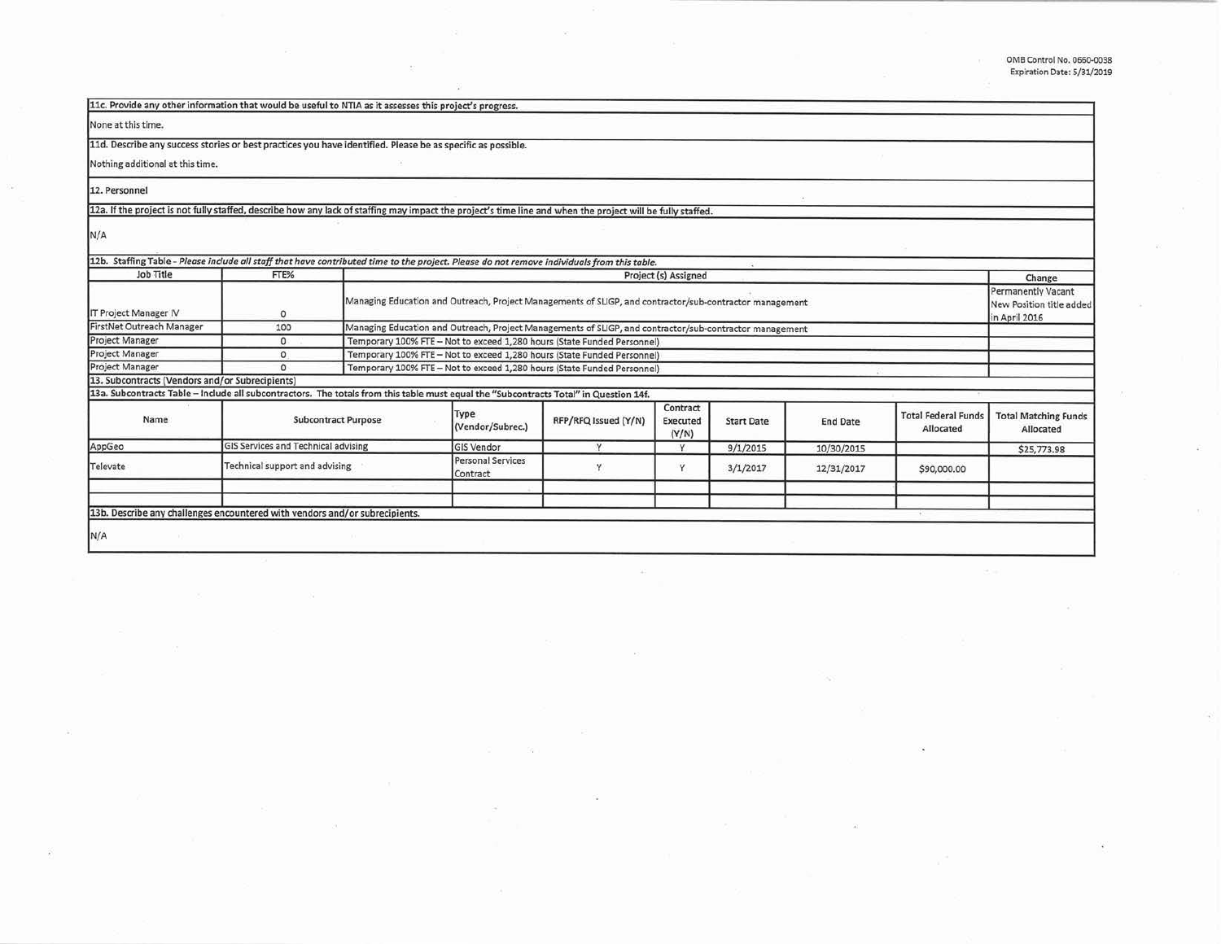**11c. Provide any other information that would be useful to NTIA as it assesses this project's progress.**

None at this time.

**11d. Describe any success stories or best practices you have identified. Please be as specific as possible.**

Nothing additional at this time.

**12. Personnel**

**12a. If the project is not fully staffed, describe how any lack of staffing may impact the project's time line and when the project will be fully staffed.**

N/A

**12b. Staffing Table** - *Please include all staff that have contributed time to the project. Please do not remove individuals from this table.*

| Job Title | FTE% | Project (s) Assigned | Change |
|---|---|---|---|
| IT Project Manager IV | 0 | Managing Education and Outreach, Project Managements of SLIGP, and contractor/sub-contractor management | Permanently Vacant New Position title added in April 2016 |
| FirstNet Outreach Manager | 100 | Managing Education and Outreach, Project Managements of SLIGP, and contractor/sub-contractor management | |
| Project Manager | 0 | Temporary 100% FTE – Not to exceed 1,280 hours (State Funded Personnel) | |
| Project Manager | 0 | Temporary 100% FTE – Not to exceed 1,280 hours (State Funded Personnel) | |
| Project Manager | 0 | Temporary 100% FTE – Not to exceed 1,280 hours (State Funded Personnel) | |

**13. Subcontracts (Vendors and/or Subrecipients)**

**13a. Subcontracts Table – Include all subcontractors. The totals from this table must equal the "Subcontracts Total" in Question 14f.**

| Name | Subcontract Purpose | Type (Vendor/Subrec.) | RFP/RFQ Issued (Y/N) | Contract Executed (Y/N) | Start Date | End Date | Total Federal Funds Allocated | Total Matching Funds Allocated |
|---|---|---|---|---|---|---|---|---|
| AppGeo | GIS Services and Technical advising | GIS Vendor | Y | Y | 9/1/2015 | 10/30/2015 | | $25,773.98 |
| Televate | Technical support and advising | Personal Services Contract | Y | Y | 3/1/2017 | 12/31/2017 | $90,000.00 | |
| | | | | | | | | |
| | | | | | | | | |

**13b. Describe any challenges encountered with vendors and/or subrecipients.**

N/A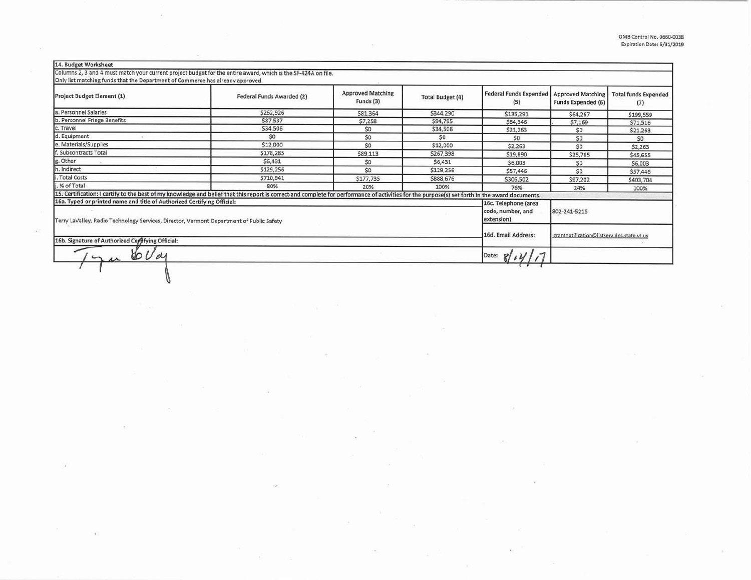OMB Control No. 0660-0038
Expiration Date: 5/31/2019

**14. Budget Worksheet**

Columns 2, 3 and 4 must match your current project budget for the entire award, which is the SF-424A on file.
Only list matching funds that the Department of Commerce has already approved.

| Project Budget Element (1) | Federal Funds Awarded (2) | Approved Matching Funds (3) | Total Budget (4) | Federal Funds Expended (5) | Approved Matching Funds Expended (6) | Total funds Expended (7) |
|---|---|---|---|---|---|---|
| a. Personnel Salaries | $262,926 | $81,364 | $344,290 | $135,291 | $64,267 | $199,559 |
| b. Personnel Fringe Benefits | $87,537 | $7,258 | $94,795 | $64,346 | $7,169 | $71,516 |
| c. Travel | $34,506 | $0 | $34,506 | $21,263 | $0 | $21,263 |
| d. Equipment | $0 | $0 | $0 | $0 | $0 | $0 |
| e. Materials/Supplies | $12,000 | $0 | $12,000 | $2,263 | $0 | $2,263 |
| f. Subcontracts Total | $178,285 | $89,113 | $267,398 | $19,890 | $25,765 | $45,655 |
| g. Other | $6,431 | $0 | $6,431 | $6,003 | $0 | $6,003 |
| h. Indirect | $129,256 | $0 | $129,256 | $57,446 | $0 | $57,446 |
| i. Total Costs | $710,941 | $177,735 | $888,676 | $306,502 | $97,202 | $403,704 |
| j. % of Total | 80% | 20% | 100% | 76% | 24% | 100% |

**15. Certification:** I certify to the best of my knowledge and belief that this report is correct and complete for performance of activities for the purpose(s) set forth in the award documents.

| | |
|---|---|
| **16a. Typed or printed name and title of Authorized Certifying Official:** Terry LaValley, Radio Technology Services, Director, Vermont Department of Public Safety | **16c. Telephone (area code, number, and extension)** 802-241-5216 |
| **16b. Signature of Authorized Certifying Official:** Terry LaValley | **16d. Email Address:** grantnotification@listserv.dps.state.vt.us |
| | **Date:** 8/14/17 |